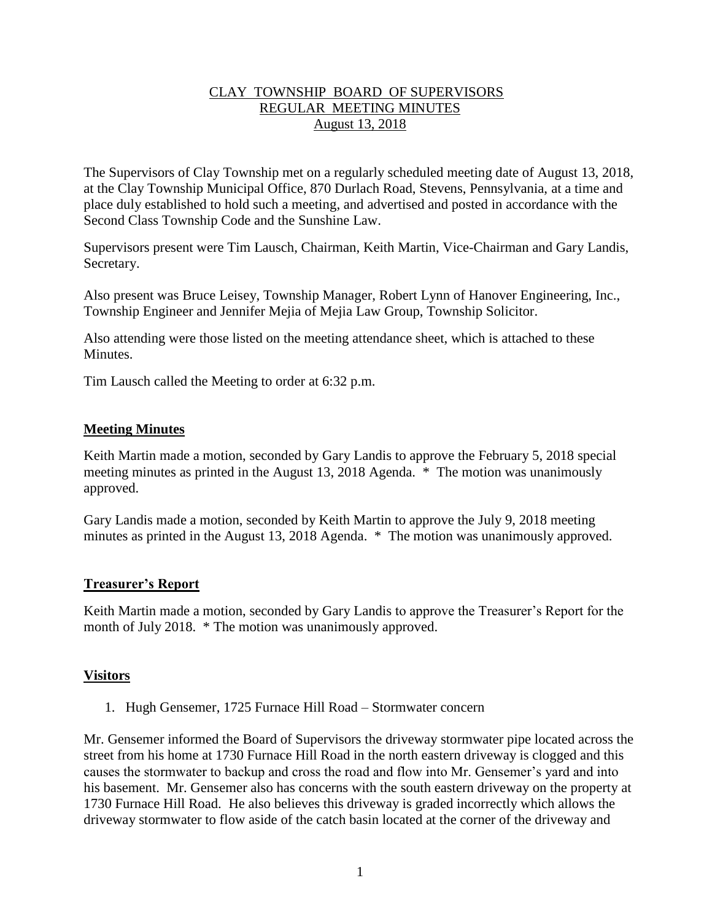# CLAY TOWNSHIP BOARD OF SUPERVISORS
## REGULAR MEETING MINUTES
### August 13, 2018

The Supervisors of Clay Township met on a regularly scheduled meeting date of August 13, 2018, at the Clay Township Municipal Office, 870 Durlach Road, Stevens, Pennsylvania, at a time and place duly established to hold such a meeting, and advertised and posted in accordance with the Second Class Township Code and the Sunshine Law.

Supervisors present were Tim Lausch, Chairman, Keith Martin, Vice-Chairman and Gary Landis, Secretary.

Also present was Bruce Leisey, Township Manager, Robert Lynn of Hanover Engineering, Inc., Township Engineer and Jennifer Mejia of Mejia Law Group, Township Solicitor.

Also attending were those listed on the meeting attendance sheet, which is attached to these Minutes.

Tim Lausch called the Meeting to order at 6:32 p.m.

## Meeting Minutes

Keith Martin made a motion, seconded by Gary Landis to approve the February 5, 2018 special meeting minutes as printed in the August 13, 2018 Agenda. * The motion was unanimously approved.

Gary Landis made a motion, seconded by Keith Martin to approve the July 9, 2018 meeting minutes as printed in the August 13, 2018 Agenda. * The motion was unanimously approved.

## Treasurer's Report

Keith Martin made a motion, seconded by Gary Landis to approve the Treasurer's Report for the month of July 2018. * The motion was unanimously approved.

## Visitors

1. Hugh Gensemer, 1725 Furnace Hill Road – Stormwater concern

Mr. Gensemer informed the Board of Supervisors the driveway stormwater pipe located across the street from his home at 1730 Furnace Hill Road in the north eastern driveway is clogged and this causes the stormwater to backup and cross the road and flow into Mr. Gensemer's yard and into his basement. Mr. Gensemer also has concerns with the south eastern driveway on the property at 1730 Furnace Hill Road. He also believes this driveway is graded incorrectly which allows the driveway stormwater to flow aside of the catch basin located at the corner of the driveway and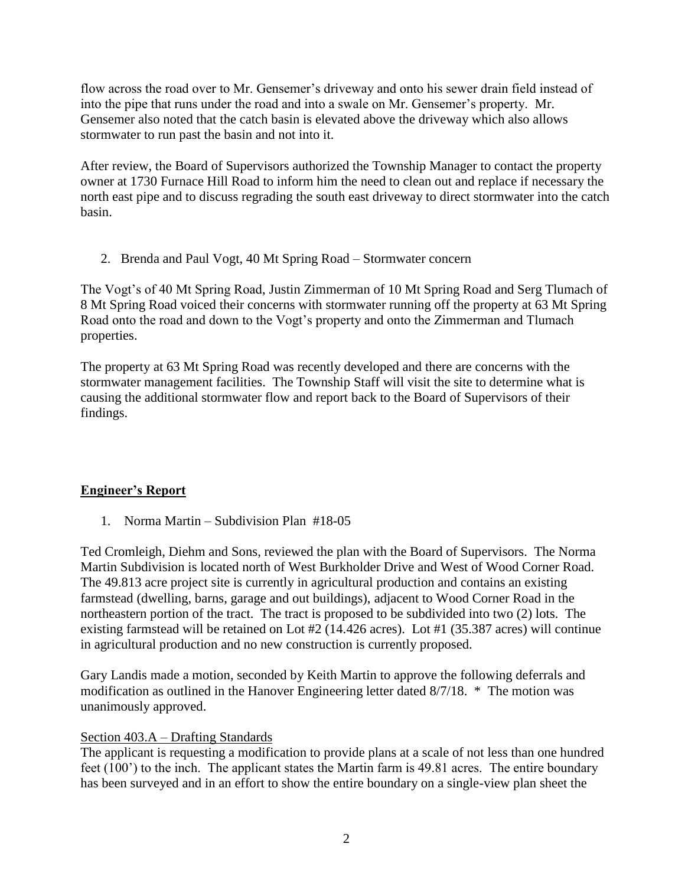flow across the road over to Mr. Gensemer's driveway and onto his sewer drain field instead of into the pipe that runs under the road and into a swale on Mr. Gensemer's property. Mr. Gensemer also noted that the catch basin is elevated above the driveway which also allows stormwater to run past the basin and not into it.

After review, the Board of Supervisors authorized the Township Manager to contact the property owner at 1730 Furnace Hill Road to inform him the need to clean out and replace if necessary the north east pipe and to discuss regrading the south east driveway to direct stormwater into the catch basin.

2. Brenda and Paul Vogt, 40 Mt Spring Road – Stormwater concern

The Vogt's of 40 Mt Spring Road, Justin Zimmerman of 10 Mt Spring Road and Serg Tlumach of 8 Mt Spring Road voiced their concerns with stormwater running off the property at 63 Mt Spring Road onto the road and down to the Vogt's property and onto the Zimmerman and Tlumach properties.

The property at 63 Mt Spring Road was recently developed and there are concerns with the stormwater management facilities. The Township Staff will visit the site to determine what is causing the additional stormwater flow and report back to the Board of Supervisors of their findings.

## Engineer's Report

1. Norma Martin – Subdivision Plan #18-05

Ted Cromleigh, Diehm and Sons, reviewed the plan with the Board of Supervisors. The Norma Martin Subdivision is located north of West Burkholder Drive and West of Wood Corner Road. The 49.813 acre project site is currently in agricultural production and contains an existing farmstead (dwelling, barns, garage and out buildings), adjacent to Wood Corner Road in the northeastern portion of the tract. The tract is proposed to be subdivided into two (2) lots. The existing farmstead will be retained on Lot #2 (14.426 acres). Lot #1 (35.387 acres) will continue in agricultural production and no new construction is currently proposed.

Gary Landis made a motion, seconded by Keith Martin to approve the following deferrals and modification as outlined in the Hanover Engineering letter dated 8/7/18. * The motion was unanimously approved.

Section 403.A – Drafting Standards

The applicant is requesting a modification to provide plans at a scale of not less than one hundred feet (100') to the inch. The applicant states the Martin farm is 49.81 acres. The entire boundary has been surveyed and in an effort to show the entire boundary on a single-view plan sheet the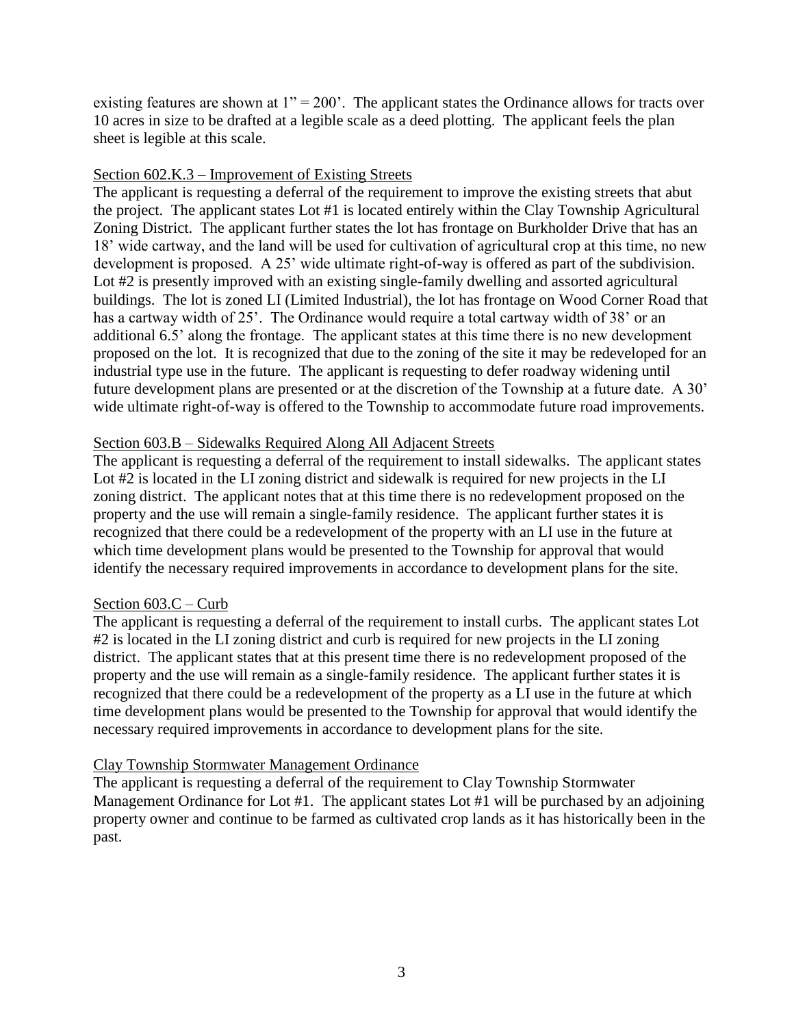existing features are shown at 1" = 200'. The applicant states the Ordinance allows for tracts over 10 acres in size to be drafted at a legible scale as a deed plotting. The applicant feels the plan sheet is legible at this scale.

<u>Section 602.K.3 – Improvement of Existing Streets</u>

The applicant is requesting a deferral of the requirement to improve the existing streets that abut the project. The applicant states Lot #1 is located entirely within the Clay Township Agricultural Zoning District. The applicant further states the lot has frontage on Burkholder Drive that has an 18' wide cartway, and the land will be used for cultivation of agricultural crop at this time, no new development is proposed. A 25' wide ultimate right-of-way is offered as part of the subdivision. Lot #2 is presently improved with an existing single-family dwelling and assorted agricultural buildings. The lot is zoned LI (Limited Industrial), the lot has frontage on Wood Corner Road that has a cartway width of 25'. The Ordinance would require a total cartway width of 38' or an additional 6.5' along the frontage. The applicant states at this time there is no new development proposed on the lot. It is recognized that due to the zoning of the site it may be redeveloped for an industrial type use in the future. The applicant is requesting to defer roadway widening until future development plans are presented or at the discretion of the Township at a future date. A 30' wide ultimate right-of-way is offered to the Township to accommodate future road improvements.

<u>Section 603.B – Sidewalks Required Along All Adjacent Streets</u>

The applicant is requesting a deferral of the requirement to install sidewalks. The applicant states Lot #2 is located in the LI zoning district and sidewalk is required for new projects in the LI zoning district. The applicant notes that at this time there is no redevelopment proposed on the property and the use will remain a single-family residence. The applicant further states it is recognized that there could be a redevelopment of the property with an LI use in the future at which time development plans would be presented to the Township for approval that would identify the necessary required improvements in accordance to development plans for the site.

<u>Section 603.C – Curb</u>

The applicant is requesting a deferral of the requirement to install curbs. The applicant states Lot #2 is located in the LI zoning district and curb is required for new projects in the LI zoning district. The applicant states that at this present time there is no redevelopment proposed of the property and the use will remain as a single-family residence. The applicant further states it is recognized that there could be a redevelopment of the property as a LI use in the future at which time development plans would be presented to the Township for approval that would identify the necessary required improvements in accordance to development plans for the site.

<u>Clay Township Stormwater Management Ordinance</u>

The applicant is requesting a deferral of the requirement to Clay Township Stormwater Management Ordinance for Lot #1. The applicant states Lot #1 will be purchased by an adjoining property owner and continue to be farmed as cultivated crop lands as it has historically been in the past.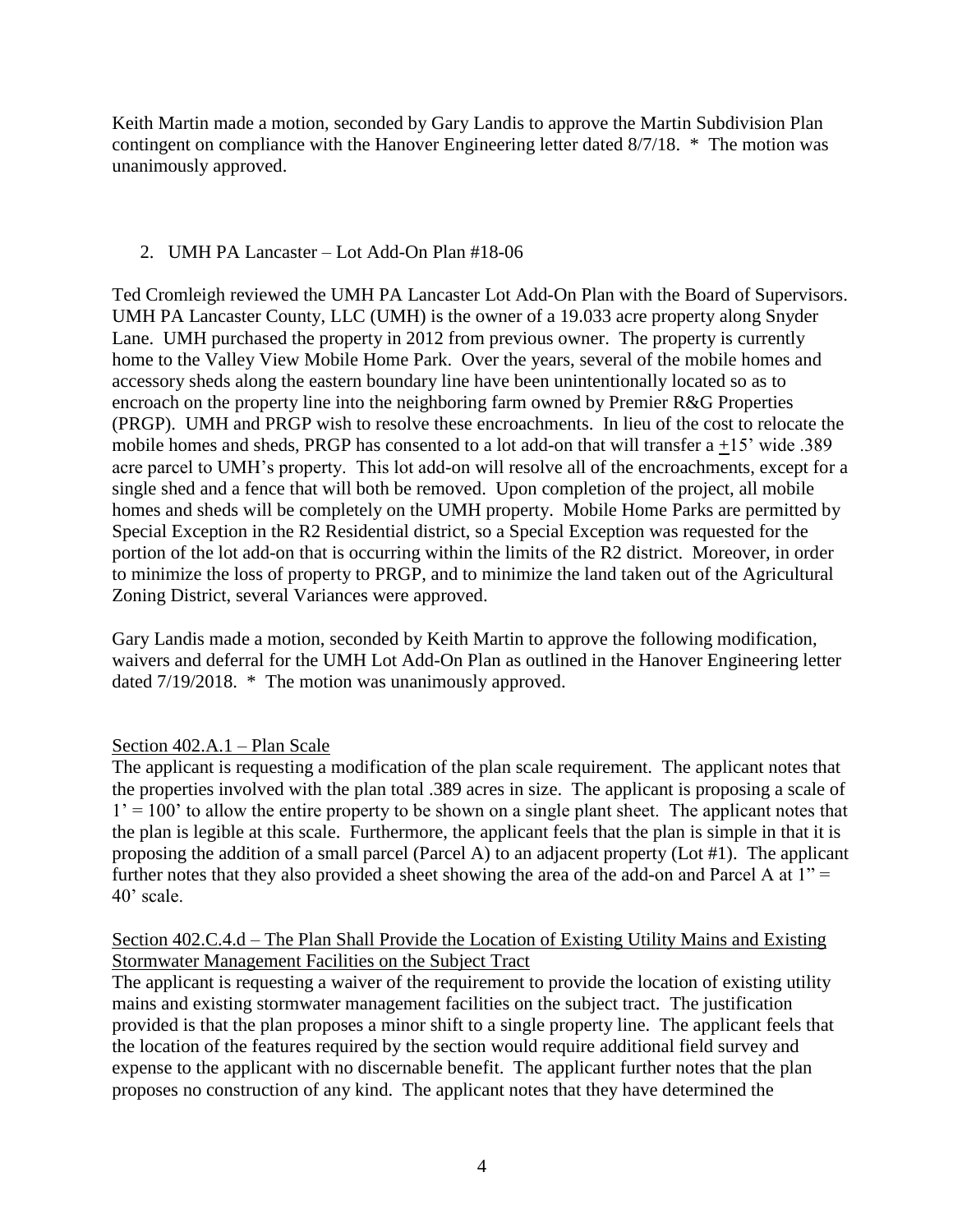Keith Martin made a motion, seconded by Gary Landis to approve the Martin Subdivision Plan contingent on compliance with the Hanover Engineering letter dated 8/7/18. * The motion was unanimously approved.

2. UMH PA Lancaster – Lot Add-On Plan #18-06

Ted Cromleigh reviewed the UMH PA Lancaster Lot Add-On Plan with the Board of Supervisors. UMH PA Lancaster County, LLC (UMH) is the owner of a 19.033 acre property along Snyder Lane. UMH purchased the property in 2012 from previous owner. The property is currently home to the Valley View Mobile Home Park. Over the years, several of the mobile homes and accessory sheds along the eastern boundary line have been unintentionally located so as to encroach on the property line into the neighboring farm owned by Premier R&G Properties (PRGP). UMH and PRGP wish to resolve these encroachments. In lieu of the cost to relocate the mobile homes and sheds, PRGP has consented to a lot add-on that will transfer a ±15' wide .389 acre parcel to UMH's property. This lot add-on will resolve all of the encroachments, except for a single shed and a fence that will both be removed. Upon completion of the project, all mobile homes and sheds will be completely on the UMH property. Mobile Home Parks are permitted by Special Exception in the R2 Residential district, so a Special Exception was requested for the portion of the lot add-on that is occurring within the limits of the R2 district. Moreover, in order to minimize the loss of property to PRGP, and to minimize the land taken out of the Agricultural Zoning District, several Variances were approved.

Gary Landis made a motion, seconded by Keith Martin to approve the following modification, waivers and deferral for the UMH Lot Add-On Plan as outlined in the Hanover Engineering letter dated 7/19/2018. * The motion was unanimously approved.

<u>Section 402.A.1 – Plan Scale</u>

The applicant is requesting a modification of the plan scale requirement. The applicant notes that the properties involved with the plan total .389 acres in size. The applicant is proposing a scale of 1' = 100' to allow the entire property to be shown on a single plant sheet. The applicant notes that the plan is legible at this scale. Furthermore, the applicant feels that the plan is simple in that it is proposing the addition of a small parcel (Parcel A) to an adjacent property (Lot #1). The applicant further notes that they also provided a sheet showing the area of the add-on and Parcel A at 1" = 40' scale.

<u>Section 402.C.4.d – The Plan Shall Provide the Location of Existing Utility Mains and Existing Stormwater Management Facilities on the Subject Tract</u>

The applicant is requesting a waiver of the requirement to provide the location of existing utility mains and existing stormwater management facilities on the subject tract. The justification provided is that the plan proposes a minor shift to a single property line. The applicant feels that the location of the features required by the section would require additional field survey and expense to the applicant with no discernable benefit. The applicant further notes that the plan proposes no construction of any kind. The applicant notes that they have determined the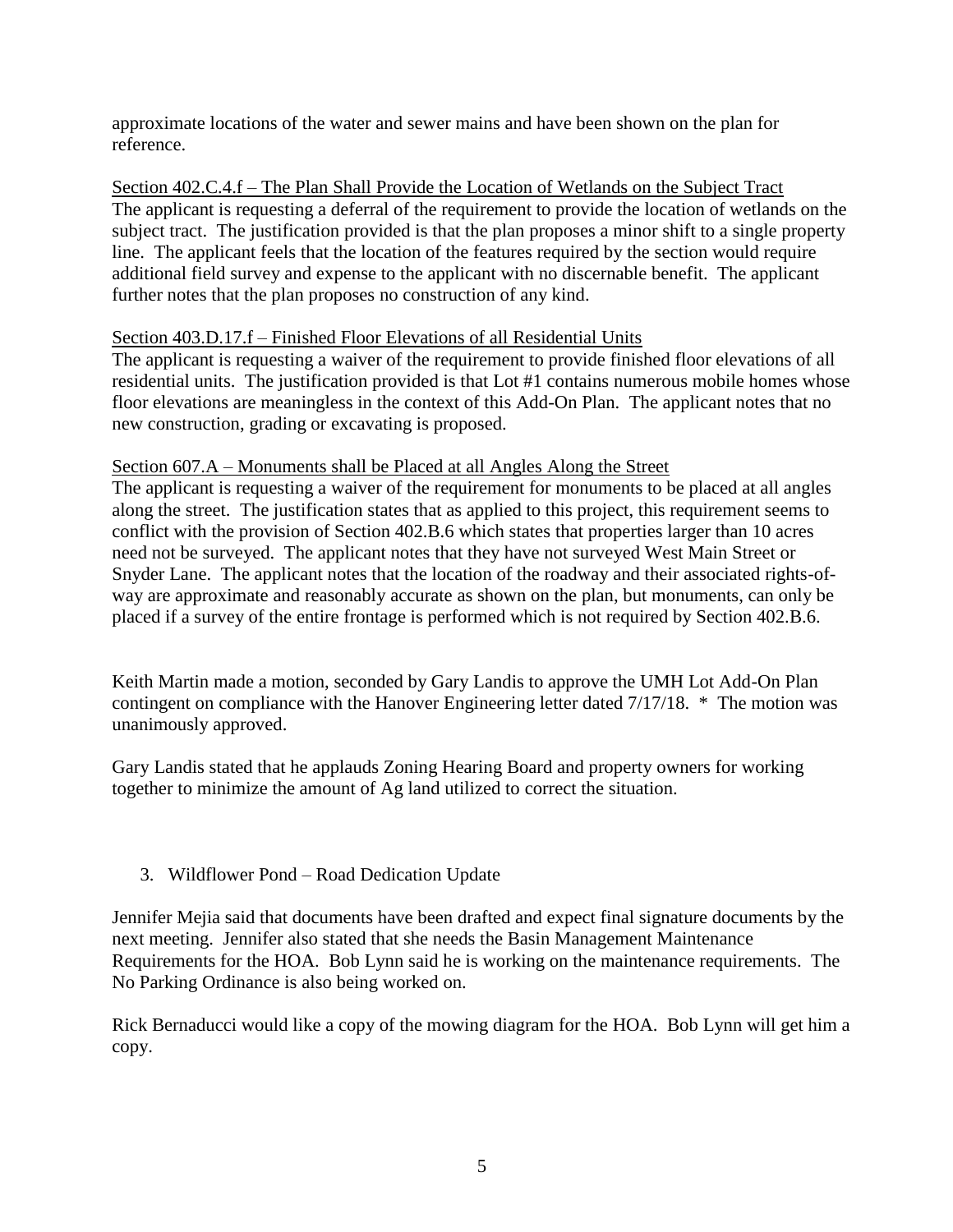approximate locations of the water and sewer mains and have been shown on the plan for reference.

<u>Section 402.C.4.f – The Plan Shall Provide the Location of Wetlands on the Subject Tract</u>
The applicant is requesting a deferral of the requirement to provide the location of wetlands on the subject tract. The justification provided is that the plan proposes a minor shift to a single property line. The applicant feels that the location of the features required by the section would require additional field survey and expense to the applicant with no discernable benefit. The applicant further notes that the plan proposes no construction of any kind.

<u>Section 403.D.17.f – Finished Floor Elevations of all Residential Units</u>
The applicant is requesting a waiver of the requirement to provide finished floor elevations of all residential units. The justification provided is that Lot #1 contains numerous mobile homes whose floor elevations are meaningless in the context of this Add-On Plan. The applicant notes that no new construction, grading or excavating is proposed.

<u>Section 607.A – Monuments shall be Placed at all Angles Along the Street</u>
The applicant is requesting a waiver of the requirement for monuments to be placed at all angles along the street. The justification states that as applied to this project, this requirement seems to conflict with the provision of Section 402.B.6 which states that properties larger than 10 acres need not be surveyed. The applicant notes that they have not surveyed West Main Street or Snyder Lane. The applicant notes that the location of the roadway and their associated rights-of-way are approximate and reasonably accurate as shown on the plan, but monuments, can only be placed if a survey of the entire frontage is performed which is not required by Section 402.B.6.

Keith Martin made a motion, seconded by Gary Landis to approve the UMH Lot Add-On Plan contingent on compliance with the Hanover Engineering letter dated 7/17/18. * The motion was unanimously approved.

Gary Landis stated that he applauds Zoning Hearing Board and property owners for working together to minimize the amount of Ag land utilized to correct the situation.

3. Wildflower Pond – Road Dedication Update

Jennifer Mejia said that documents have been drafted and expect final signature documents by the next meeting. Jennifer also stated that she needs the Basin Management Maintenance Requirements for the HOA. Bob Lynn said he is working on the maintenance requirements. The No Parking Ordinance is also being worked on.

Rick Bernaducci would like a copy of the mowing diagram for the HOA. Bob Lynn will get him a copy.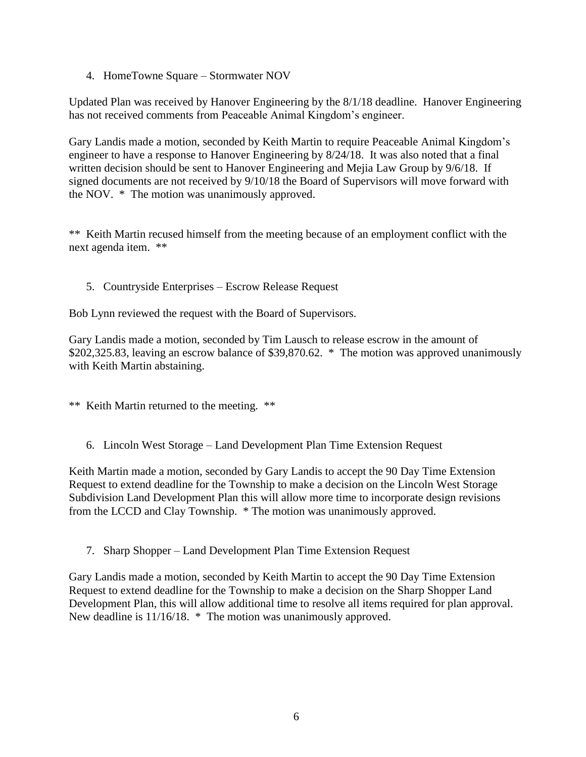4. HomeTowne Square – Stormwater NOV

Updated Plan was received by Hanover Engineering by the 8/1/18 deadline. Hanover Engineering has not received comments from Peaceable Animal Kingdom's engineer.

Gary Landis made a motion, seconded by Keith Martin to require Peaceable Animal Kingdom's engineer to have a response to Hanover Engineering by 8/24/18. It was also noted that a final written decision should be sent to Hanover Engineering and Mejia Law Group by 9/6/18. If signed documents are not received by 9/10/18 the Board of Supervisors will move forward with the NOV. * The motion was unanimously approved.

** Keith Martin recused himself from the meeting because of an employment conflict with the next agenda item. **

5. Countryside Enterprises – Escrow Release Request

Bob Lynn reviewed the request with the Board of Supervisors.

Gary Landis made a motion, seconded by Tim Lausch to release escrow in the amount of $202,325.83, leaving an escrow balance of $39,870.62. * The motion was approved unanimously with Keith Martin abstaining.

** Keith Martin returned to the meeting. **

6. Lincoln West Storage – Land Development Plan Time Extension Request

Keith Martin made a motion, seconded by Gary Landis to accept the 90 Day Time Extension Request to extend deadline for the Township to make a decision on the Lincoln West Storage Subdivision Land Development Plan this will allow more time to incorporate design revisions from the LCCD and Clay Township. * The motion was unanimously approved.

7. Sharp Shopper – Land Development Plan Time Extension Request

Gary Landis made a motion, seconded by Keith Martin to accept the 90 Day Time Extension Request to extend deadline for the Township to make a decision on the Sharp Shopper Land Development Plan, this will allow additional time to resolve all items required for plan approval. New deadline is 11/16/18. * The motion was unanimously approved.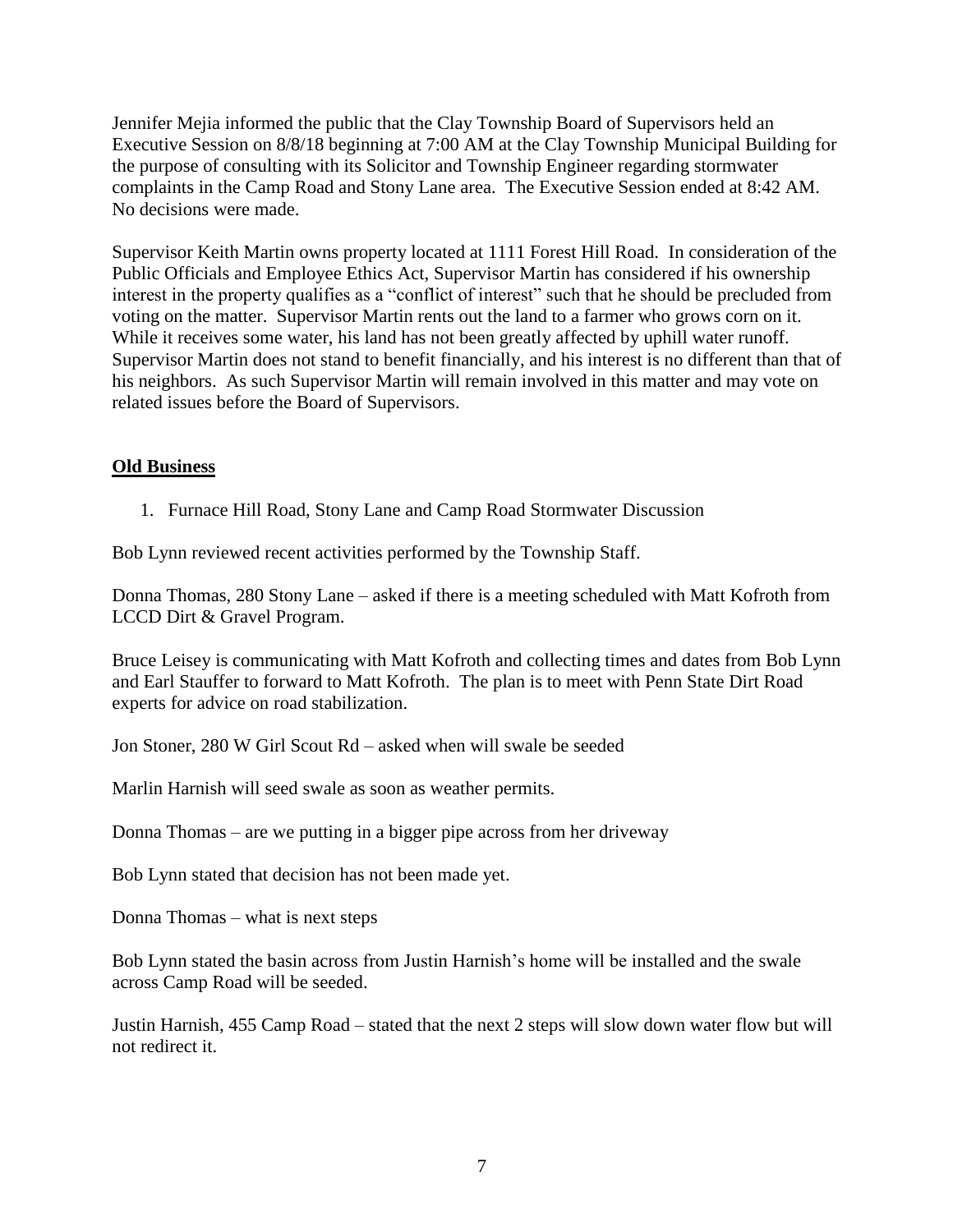Jennifer Mejia informed the public that the Clay Township Board of Supervisors held an Executive Session on 8/8/18 beginning at 7:00 AM at the Clay Township Municipal Building for the purpose of consulting with its Solicitor and Township Engineer regarding stormwater complaints in the Camp Road and Stony Lane area. The Executive Session ended at 8:42 AM. No decisions were made.

Supervisor Keith Martin owns property located at 1111 Forest Hill Road. In consideration of the Public Officials and Employee Ethics Act, Supervisor Martin has considered if his ownership interest in the property qualifies as a "conflict of interest" such that he should be precluded from voting on the matter. Supervisor Martin rents out the land to a farmer who grows corn on it. While it receives some water, his land has not been greatly affected by uphill water runoff. Supervisor Martin does not stand to benefit financially, and his interest is no different than that of his neighbors. As such Supervisor Martin will remain involved in this matter and may vote on related issues before the Board of Supervisors.

**Old Business**

1. Furnace Hill Road, Stony Lane and Camp Road Stormwater Discussion

Bob Lynn reviewed recent activities performed by the Township Staff.

Donna Thomas, 280 Stony Lane – asked if there is a meeting scheduled with Matt Kofroth from LCCD Dirt & Gravel Program.

Bruce Leisey is communicating with Matt Kofroth and collecting times and dates from Bob Lynn and Earl Stauffer to forward to Matt Kofroth. The plan is to meet with Penn State Dirt Road experts for advice on road stabilization.

Jon Stoner, 280 W Girl Scout Rd – asked when will swale be seeded

Marlin Harnish will seed swale as soon as weather permits.

Donna Thomas – are we putting in a bigger pipe across from her driveway

Bob Lynn stated that decision has not been made yet.

Donna Thomas – what is next steps

Bob Lynn stated the basin across from Justin Harnish's home will be installed and the swale across Camp Road will be seeded.

Justin Harnish, 455 Camp Road – stated that the next 2 steps will slow down water flow but will not redirect it.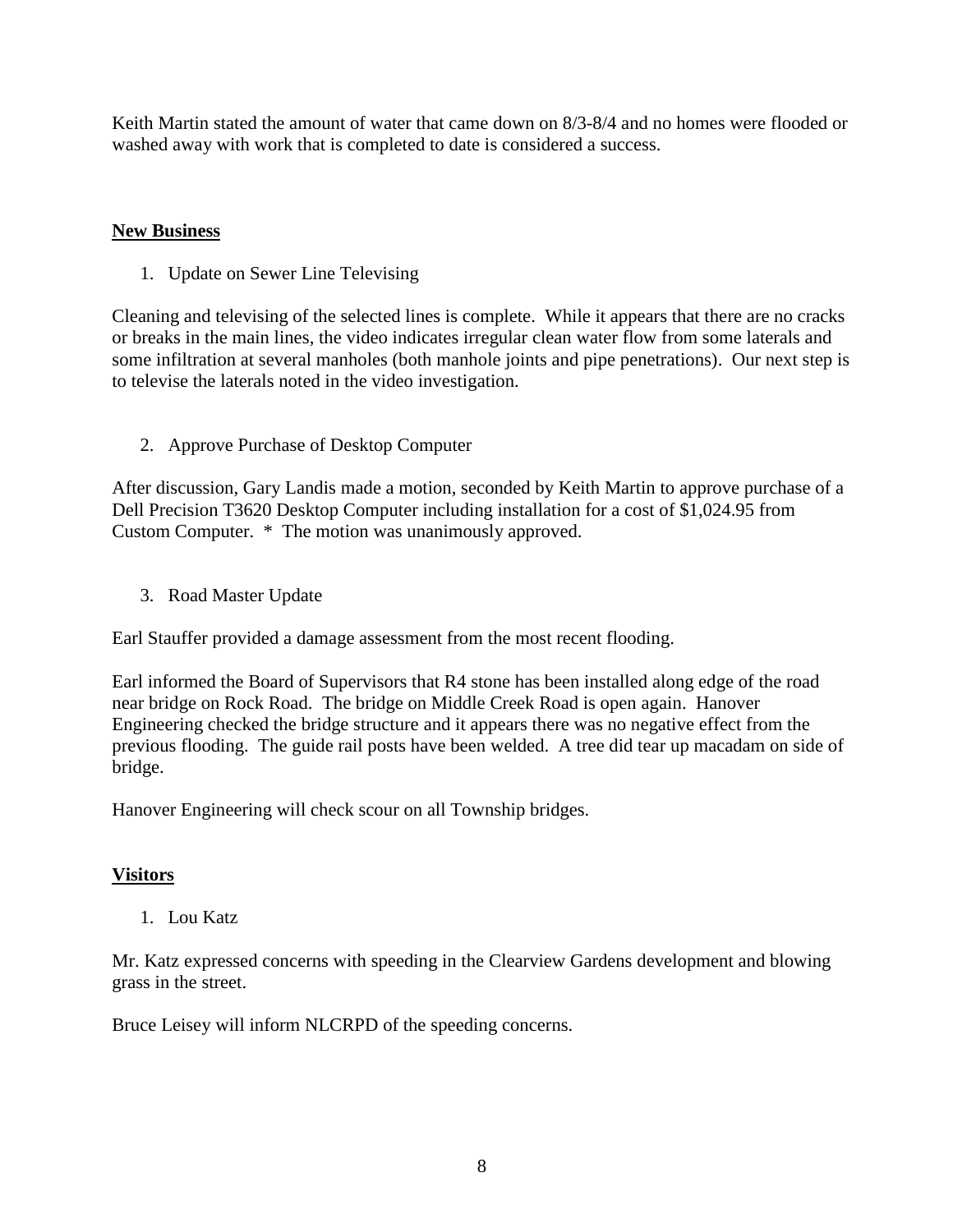Keith Martin stated the amount of water that came down on 8/3-8/4 and no homes were flooded or washed away with work that is completed to date is considered a success.

**New Business**

1. Update on Sewer Line Televising

Cleaning and televising of the selected lines is complete. While it appears that there are no cracks or breaks in the main lines, the video indicates irregular clean water flow from some laterals and some infiltration at several manholes (both manhole joints and pipe penetrations). Our next step is to televise the laterals noted in the video investigation.

2. Approve Purchase of Desktop Computer

After discussion, Gary Landis made a motion, seconded by Keith Martin to approve purchase of a Dell Precision T3620 Desktop Computer including installation for a cost of $1,024.95 from Custom Computer. * The motion was unanimously approved.

3. Road Master Update

Earl Stauffer provided a damage assessment from the most recent flooding.

Earl informed the Board of Supervisors that R4 stone has been installed along edge of the road near bridge on Rock Road. The bridge on Middle Creek Road is open again. Hanover Engineering checked the bridge structure and it appears there was no negative effect from the previous flooding. The guide rail posts have been welded. A tree did tear up macadam on side of bridge.

Hanover Engineering will check scour on all Township bridges.

**Visitors**

1. Lou Katz

Mr. Katz expressed concerns with speeding in the Clearview Gardens development and blowing grass in the street.

Bruce Leisey will inform NLCRPD of the speeding concerns.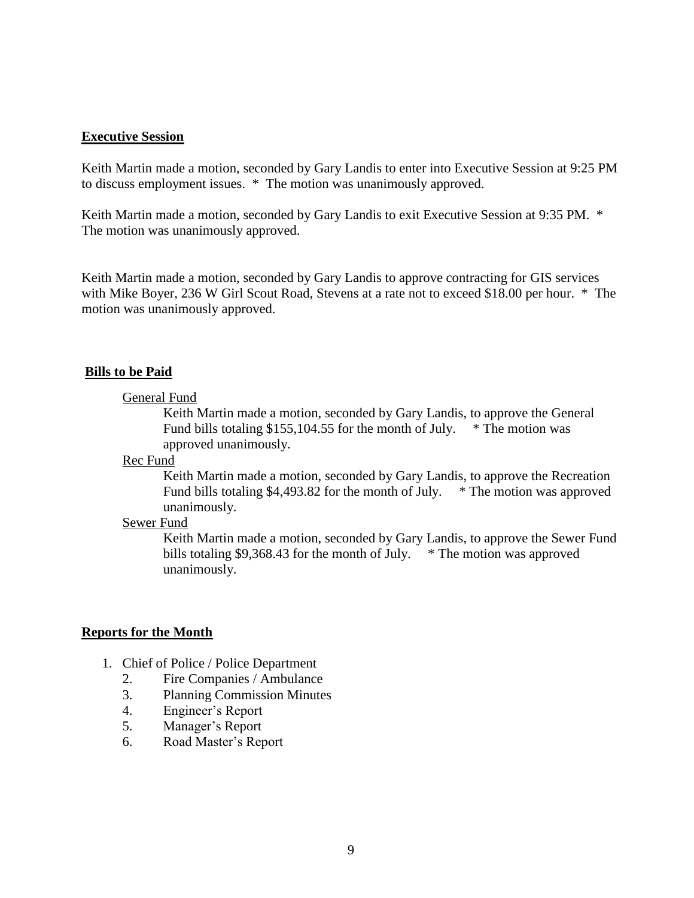**Executive Session**

Keith Martin made a motion, seconded by Gary Landis to enter into Executive Session at 9:25 PM to discuss employment issues. * The motion was unanimously approved.

Keith Martin made a motion, seconded by Gary Landis to exit Executive Session at 9:35 PM. * The motion was unanimously approved.

Keith Martin made a motion, seconded by Gary Landis to approve contracting for GIS services with Mike Boyer, 236 W Girl Scout Road, Stevens at a rate not to exceed $18.00 per hour. * The motion was unanimously approved.

**Bills to be Paid**

General Fund

Keith Martin made a motion, seconded by Gary Landis, to approve the General Fund bills totaling $155,104.55 for the month of July. * The motion was approved unanimously.

Rec Fund

Keith Martin made a motion, seconded by Gary Landis, to approve the Recreation Fund bills totaling $4,493.82 for the month of July. * The motion was approved unanimously.

Sewer Fund

Keith Martin made a motion, seconded by Gary Landis, to approve the Sewer Fund bills totaling $9,368.43 for the month of July. * The motion was approved unanimously.

**Reports for the Month**

1. Chief of Police / Police Department
2. Fire Companies / Ambulance
3. Planning Commission Minutes
4. Engineer's Report
5. Manager's Report
6. Road Master's Report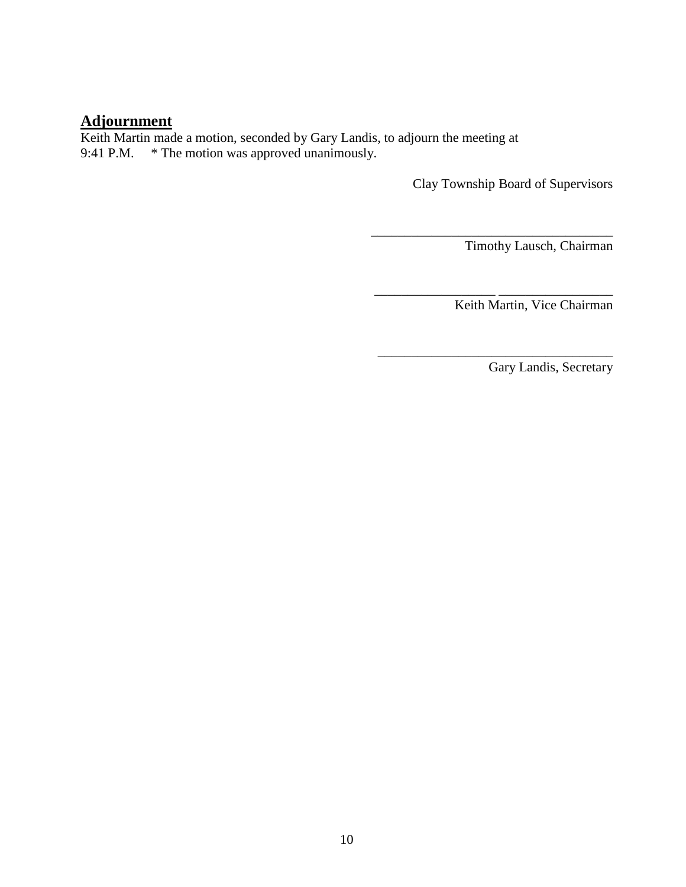## Adjournment

Keith Martin made a motion, seconded by Gary Landis, to adjourn the meeting at 9:41 P.M. * The motion was approved unanimously.

Clay Township Board of Supervisors

_____________________________________
Timothy Lausch, Chairman

__________________ ________________
Keith Martin, Vice Chairman

___________________________________
Gary Landis, Secretary